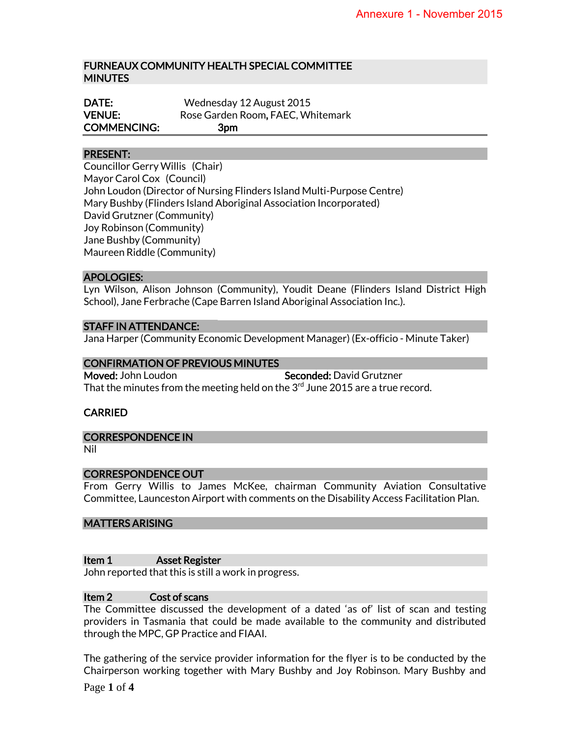Annexure 1 - November 2015

# FURNEAUX COMMUNITY HEALTH SPECIAL COMMITTEE MINUTES

**DATE:** Wednesday 12 August 2015
**VENUE:** Rose Garden Room, FAEC, Whitemark
**COMMENCING:** 3pm

## PRESENT:

Councillor Gerry Willis (Chair)
Mayor Carol Cox (Council)
John Loudon (Director of Nursing Flinders Island Multi-Purpose Centre)
Mary Bushby (Flinders Island Aboriginal Association Incorporated)
David Grutzner (Community)
Joy Robinson (Community)
Jane Bushby (Community)
Maureen Riddle (Community)

## APOLOGIES:

Lyn Wilson, Alison Johnson (Community), Youdit Deane (Flinders Island District High School), Jane Ferbrache (Cape Barren Island Aboriginal Association Inc.).

## STAFF IN ATTENDANCE:

Jana Harper (Community Economic Development Manager) (Ex-officio - Minute Taker)

## CONFIRMATION OF PREVIOUS MINUTES

**Moved:** John Loudon **Seconded:** David Grutzner
That the minutes from the meeting held on the 3rd June 2015 are a true record.

**CARRIED**

## CORRESPONDENCE IN

Nil

## CORRESPONDENCE OUT

From Gerry Willis to James McKee, chairman Community Aviation Consultative Committee, Launceston Airport with comments on the Disability Access Facilitation Plan.

## MATTERS ARISING

### Item 1 Asset Register

John reported that this is still a work in progress.

### Item 2 Cost of scans

The Committee discussed the development of a dated 'as of' list of scan and testing providers in Tasmania that could be made available to the community and distributed through the MPC, GP Practice and FIAAI.

The gathering of the service provider information for the flyer is to be conducted by the Chairperson working together with Mary Bushby and Joy Robinson. Mary Bushby and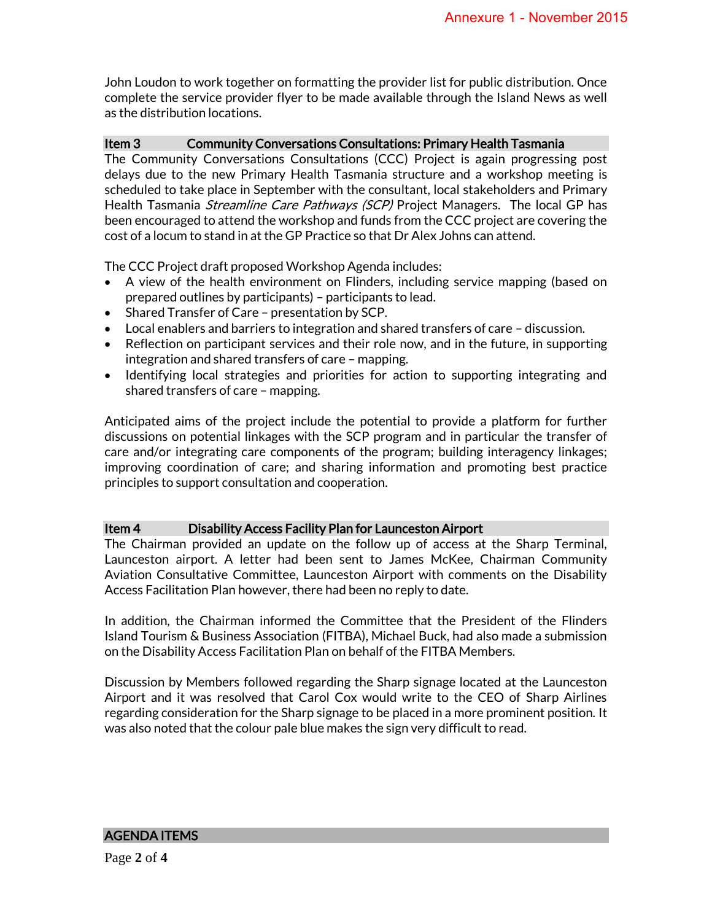John Loudon to work together on formatting the provider list for public distribution. Once complete the service provider flyer to be made available through the Island News as well as the distribution locations.

## Item 3 Community Conversations Consultations: Primary Health Tasmania

The Community Conversations Consultations (CCC) Project is again progressing post delays due to the new Primary Health Tasmania structure and a workshop meeting is scheduled to take place in September with the consultant, local stakeholders and Primary Health Tasmania *Streamline Care Pathways (SCP)* Project Managers. The local GP has been encouraged to attend the workshop and funds from the CCC project are covering the cost of a locum to stand in at the GP Practice so that Dr Alex Johns can attend.

The CCC Project draft proposed Workshop Agenda includes:

- A view of the health environment on Flinders, including service mapping (based on prepared outlines by participants) – participants to lead.
- Shared Transfer of Care – presentation by SCP.
- Local enablers and barriers to integration and shared transfers of care – discussion.
- Reflection on participant services and their role now, and in the future, in supporting integration and shared transfers of care – mapping.
- Identifying local strategies and priorities for action to supporting integrating and shared transfers of care – mapping.

Anticipated aims of the project include the potential to provide a platform for further discussions on potential linkages with the SCP program and in particular the transfer of care and/or integrating care components of the program; building interagency linkages; improving coordination of care; and sharing information and promoting best practice principles to support consultation and cooperation.

## Item 4 Disability Access Facility Plan for Launceston Airport

The Chairman provided an update on the follow up of access at the Sharp Terminal, Launceston airport. A letter had been sent to James McKee, Chairman Community Aviation Consultative Committee, Launceston Airport with comments on the Disability Access Facilitation Plan however, there had been no reply to date.

In addition, the Chairman informed the Committee that the President of the Flinders Island Tourism & Business Association (FITBA), Michael Buck, had also made a submission on the Disability Access Facilitation Plan on behalf of the FITBA Members.

Discussion by Members followed regarding the Sharp signage located at the Launceston Airport and it was resolved that Carol Cox would write to the CEO of Sharp Airlines regarding consideration for the Sharp signage to be placed in a more prominent position. It was also noted that the colour pale blue makes the sign very difficult to read.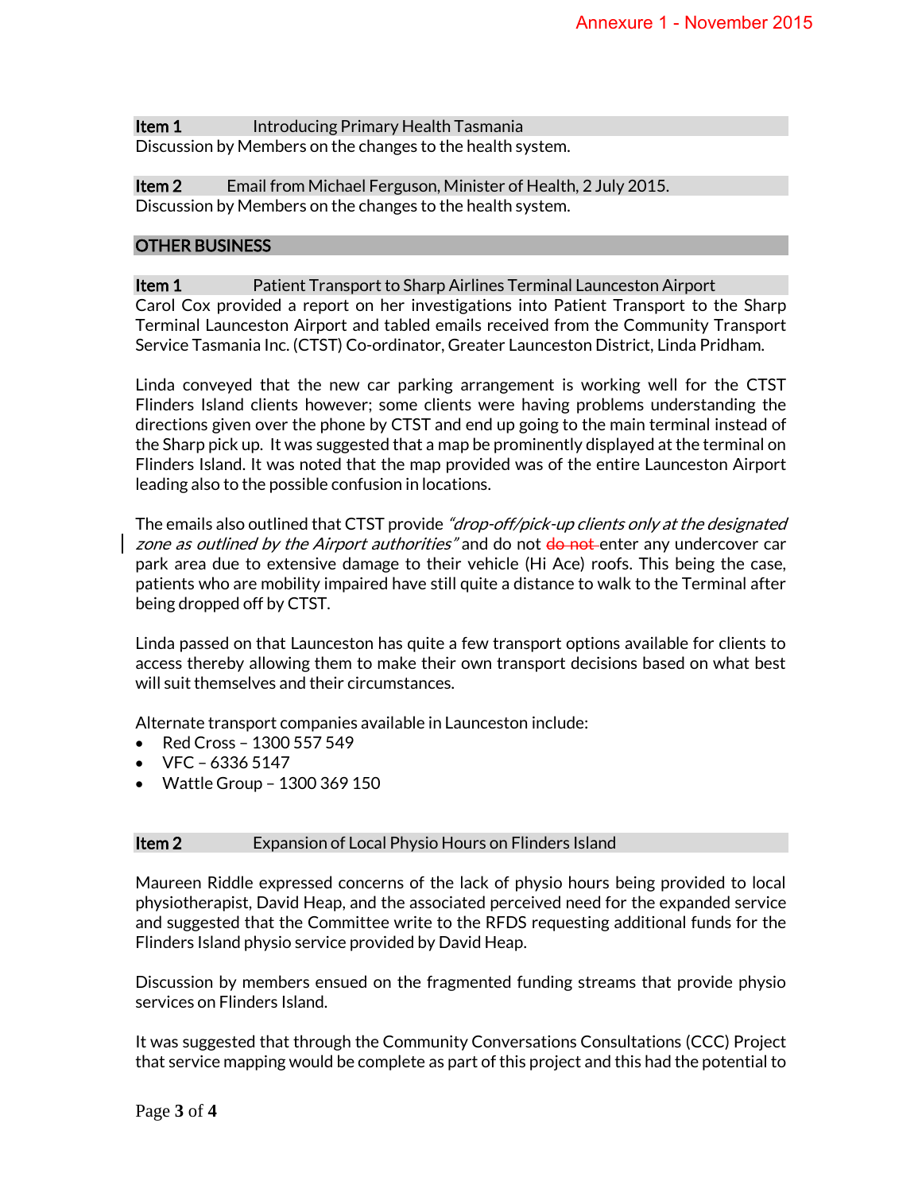Annexure 1 - November 2015

**Item 1** Introducing Primary Health Tasmania

Discussion by Members on the changes to the health system.

**Item 2** Email from Michael Ferguson, Minister of Health, 2 July 2015.

Discussion by Members on the changes to the health system.

## OTHER BUSINESS

**Item 1** Patient Transport to Sharp Airlines Terminal Launceston Airport

Carol Cox provided a report on her investigations into Patient Transport to the Sharp Terminal Launceston Airport and tabled emails received from the Community Transport Service Tasmania Inc. (CTST) Co-ordinator, Greater Launceston District, Linda Pridham.

Linda conveyed that the new car parking arrangement is working well for the CTST Flinders Island clients however; some clients were having problems understanding the directions given over the phone by CTST and end up going to the main terminal instead of the Sharp pick up. It was suggested that a map be prominently displayed at the terminal on Flinders Island. It was noted that the map provided was of the entire Launceston Airport leading also to the possible confusion in locations.

The emails also outlined that CTST provide *"drop-off/pick-up clients only at the designated zone as outlined by the Airport authorities"* and do not ~~do not~~ enter any undercover car park area due to extensive damage to their vehicle (Hi Ace) roofs. This being the case, patients who are mobility impaired have still quite a distance to walk to the Terminal after being dropped off by CTST.

Linda passed on that Launceston has quite a few transport options available for clients to access thereby allowing them to make their own transport decisions based on what best will suit themselves and their circumstances.

Alternate transport companies available in Launceston include:

- Red Cross – 1300 557 549
- VFC – 6336 5147
- Wattle Group – 1300 369 150

**Item 2** Expansion of Local Physio Hours on Flinders Island

Maureen Riddle expressed concerns of the lack of physio hours being provided to local physiotherapist, David Heap, and the associated perceived need for the expanded service and suggested that the Committee write to the RFDS requesting additional funds for the Flinders Island physio service provided by David Heap.

Discussion by members ensued on the fragmented funding streams that provide physio services on Flinders Island.

It was suggested that through the Community Conversations Consultations (CCC) Project that service mapping would be complete as part of this project and this had the potential to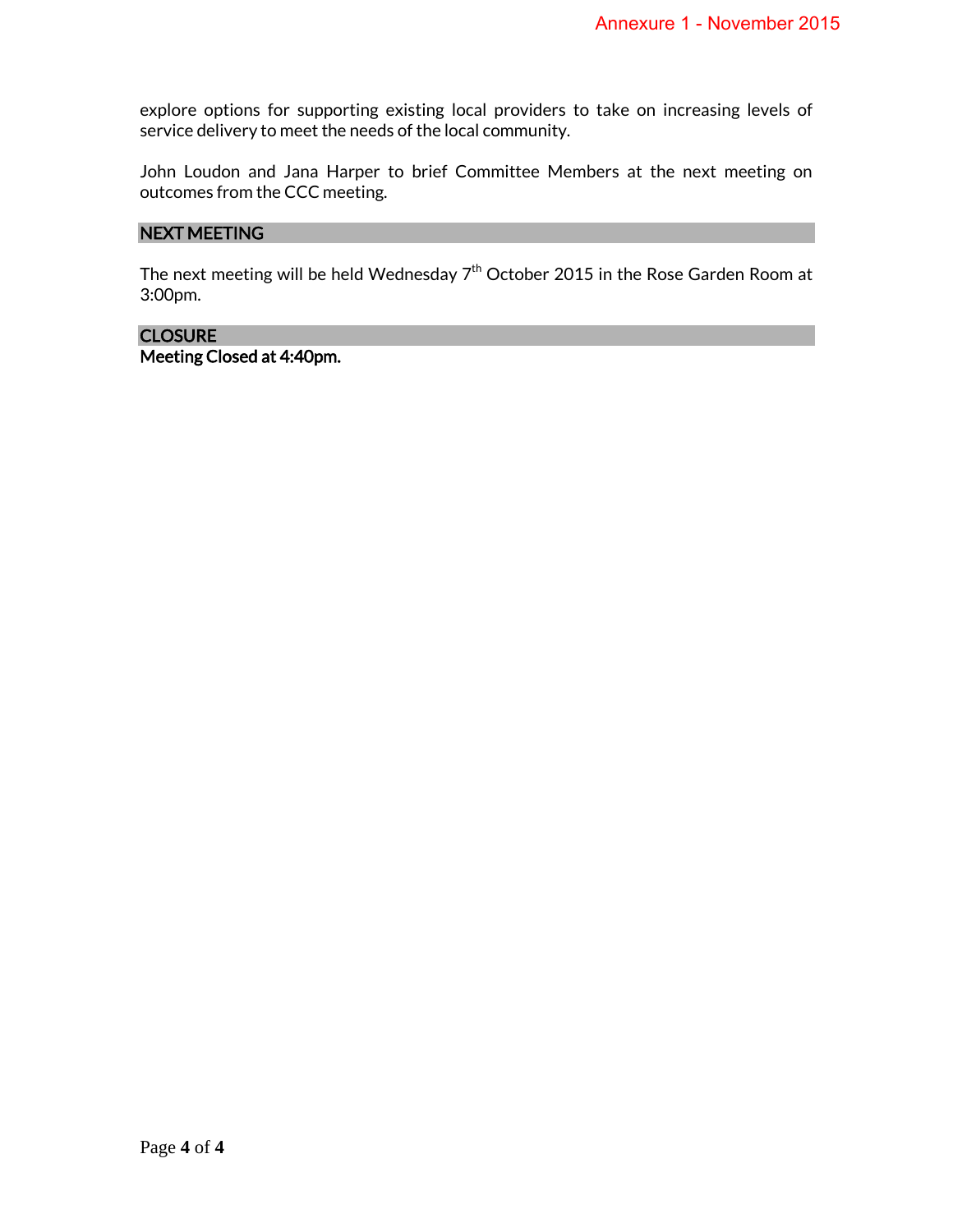explore options for supporting existing local providers to take on increasing levels of service delivery to meet the needs of the local community.

John Loudon and Jana Harper to brief Committee Members at the next meeting on outcomes from the CCC meeting.

## NEXT MEETING

The next meeting will be held Wednesday 7th October 2015 in the Rose Garden Room at 3:00pm.

## CLOSURE

**Meeting Closed at 4:40pm.**